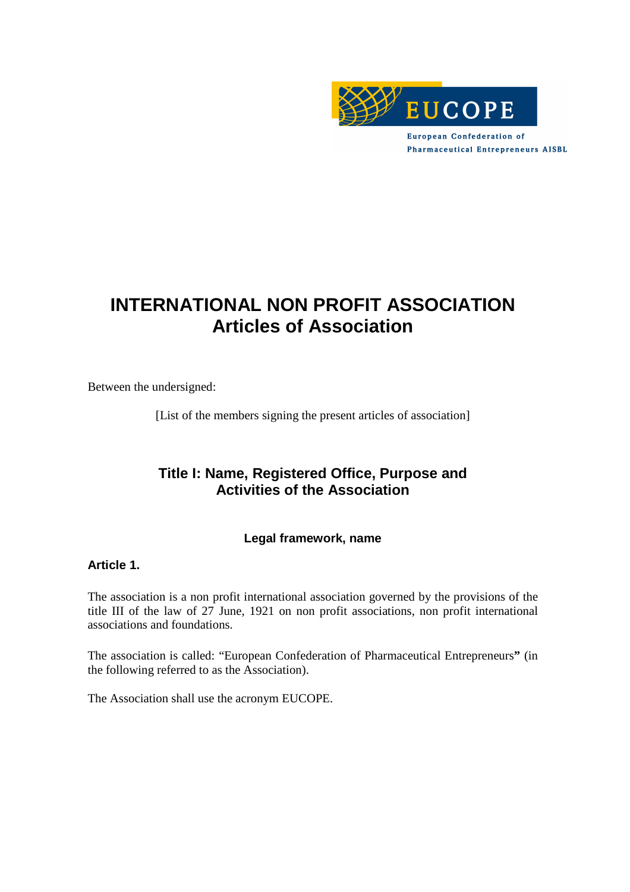EUCOPE

European Confederation of Pharmaceutical Entrepreneurs AISBL

# INTERNATIONAL NON PROFIT ASSOCIATION
# Articles of Association

Between the undersigned:

[List of the members signing the present articles of association]

## Title I: Name, Registered Office, Purpose and Activities of the Association

### Legal framework, name

**Article 1.**

The association is a non profit international association governed by the provisions of the title III of the law of 27 June, 1921 on non profit associations, non profit international associations and foundations.

The association is called: "European Confederation of Pharmaceutical Entrepreneurs**"** (in the following referred to as the Association).

The Association shall use the acronym EUCOPE.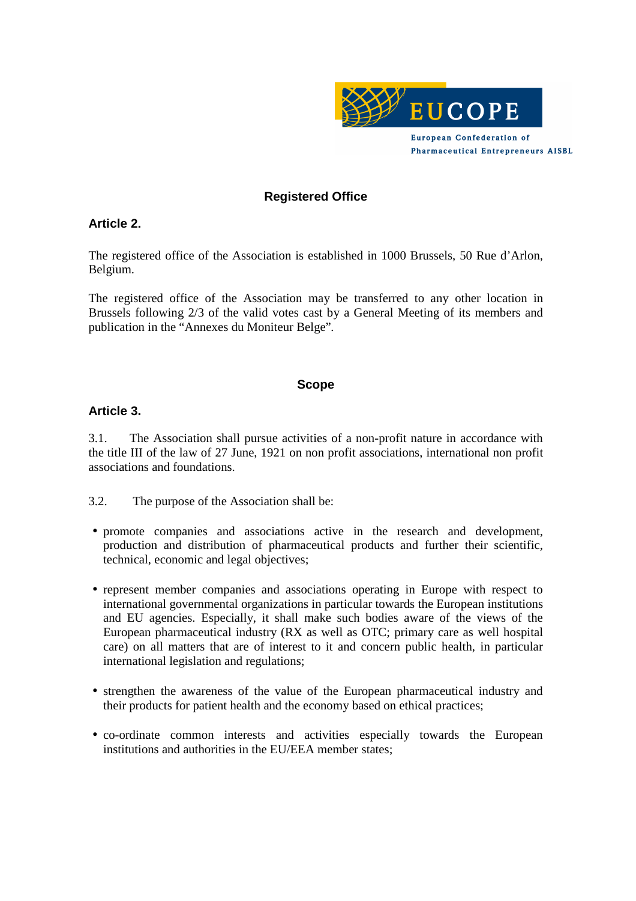## Registered Office

### Article 2.

The registered office of the Association is established in 1000 Brussels, 50 Rue d'Arlon, Belgium.

The registered office of the Association may be transferred to any other location in Brussels following 2/3 of the valid votes cast by a General Meeting of its members and publication in the "Annexes du Moniteur Belge".

## Scope

### Article 3.

3.1. The Association shall pursue activities of a non-profit nature in accordance with the title III of the law of 27 June, 1921 on non profit associations, international non profit associations and foundations.

3.2. The purpose of the Association shall be:

- promote companies and associations active in the research and development, production and distribution of pharmaceutical products and further their scientific, technical, economic and legal objectives;
- represent member companies and associations operating in Europe with respect to international governmental organizations in particular towards the European institutions and EU agencies. Especially, it shall make such bodies aware of the views of the European pharmaceutical industry (RX as well as OTC; primary care as well hospital care) on all matters that are of interest to it and concern public health, in particular international legislation and regulations;
- strengthen the awareness of the value of the European pharmaceutical industry and their products for patient health and the economy based on ethical practices;
- co-ordinate common interests and activities especially towards the European institutions and authorities in the EU/EEA member states;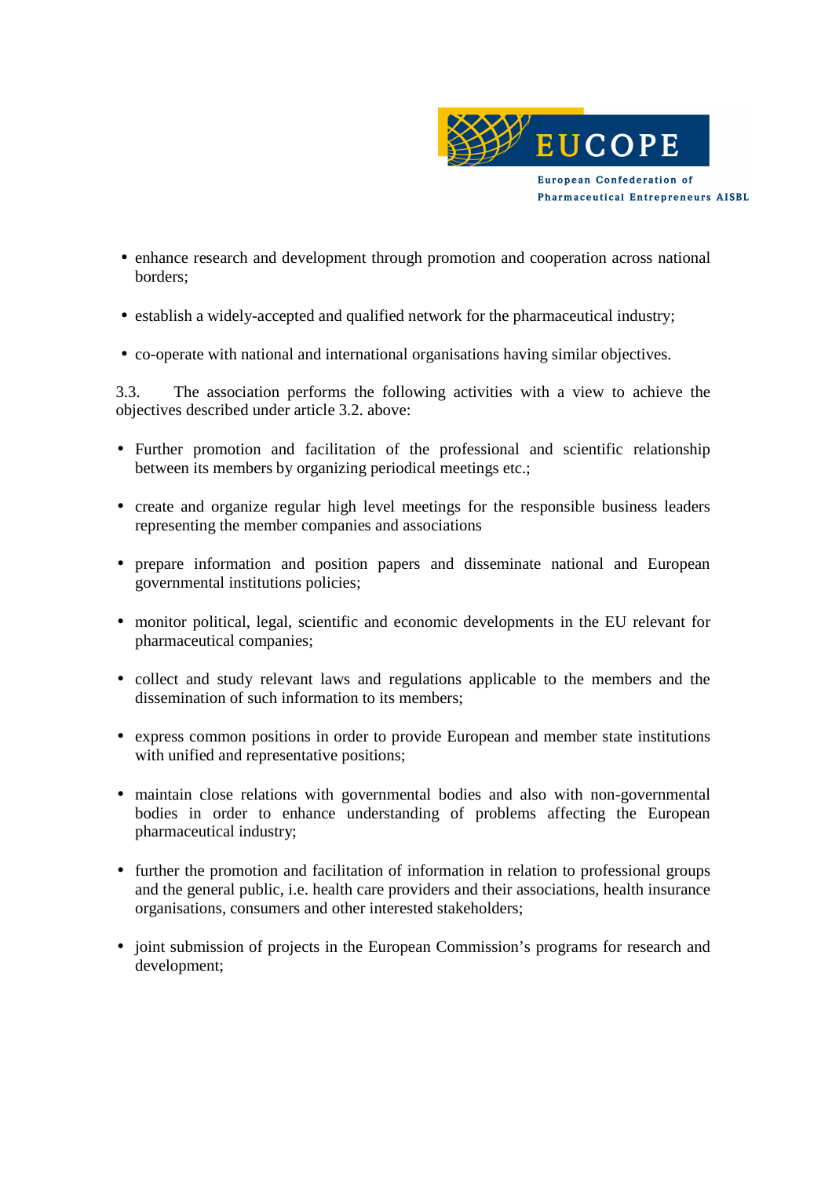- enhance research and development through promotion and cooperation across national borders;
- establish a widely-accepted and qualified network for the pharmaceutical industry;
- co-operate with national and international organisations having similar objectives.

3.3. The association performs the following activities with a view to achieve the objectives described under article 3.2. above:

- Further promotion and facilitation of the professional and scientific relationship between its members by organizing periodical meetings etc.;
- create and organize regular high level meetings for the responsible business leaders representing the member companies and associations
- prepare information and position papers and disseminate national and European governmental institutions policies;
- monitor political, legal, scientific and economic developments in the EU relevant for pharmaceutical companies;
- collect and study relevant laws and regulations applicable to the members and the dissemination of such information to its members;
- express common positions in order to provide European and member state institutions with unified and representative positions;
- maintain close relations with governmental bodies and also with non-governmental bodies in order to enhance understanding of problems affecting the European pharmaceutical industry;
- further the promotion and facilitation of information in relation to professional groups and the general public, i.e. health care providers and their associations, health insurance organisations, consumers and other interested stakeholders;
- joint submission of projects in the European Commission's programs for research and development;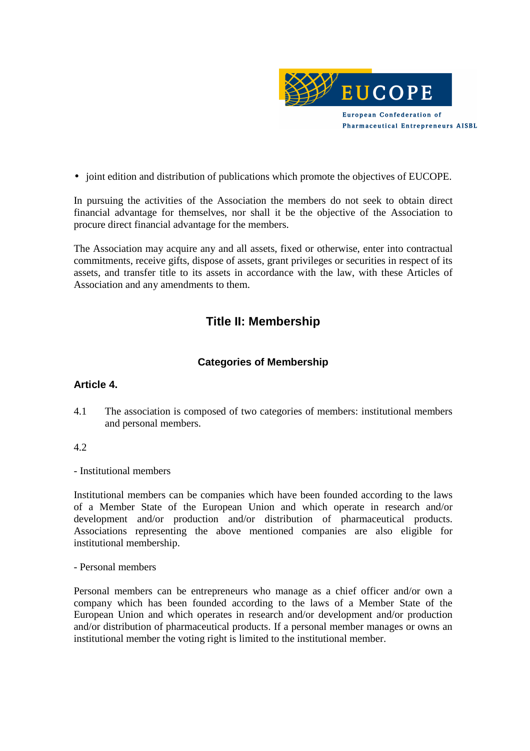- joint edition and distribution of publications which promote the objectives of EUCOPE.

In pursuing the activities of the Association the members do not seek to obtain direct financial advantage for themselves, nor shall it be the objective of the Association to procure direct financial advantage for the members.

The Association may acquire any and all assets, fixed or otherwise, enter into contractual commitments, receive gifts, dispose of assets, grant privileges or securities in respect of its assets, and transfer title to its assets in accordance with the law, with these Articles of Association and any amendments to them.

## Title II: Membership

### Categories of Membership

#### Article 4.

4.1 The association is composed of two categories of members: institutional members and personal members.

4.2

- Institutional members

Institutional members can be companies which have been founded according to the laws of a Member State of the European Union and which operate in research and/or development and/or production and/or distribution of pharmaceutical products. Associations representing the above mentioned companies are also eligible for institutional membership.

- Personal members

Personal members can be entrepreneurs who manage as a chief officer and/or own a company which has been founded according to the laws of a Member State of the European Union and which operates in research and/or development and/or production and/or distribution of pharmaceutical products. If a personal member manages or owns an institutional member the voting right is limited to the institutional member.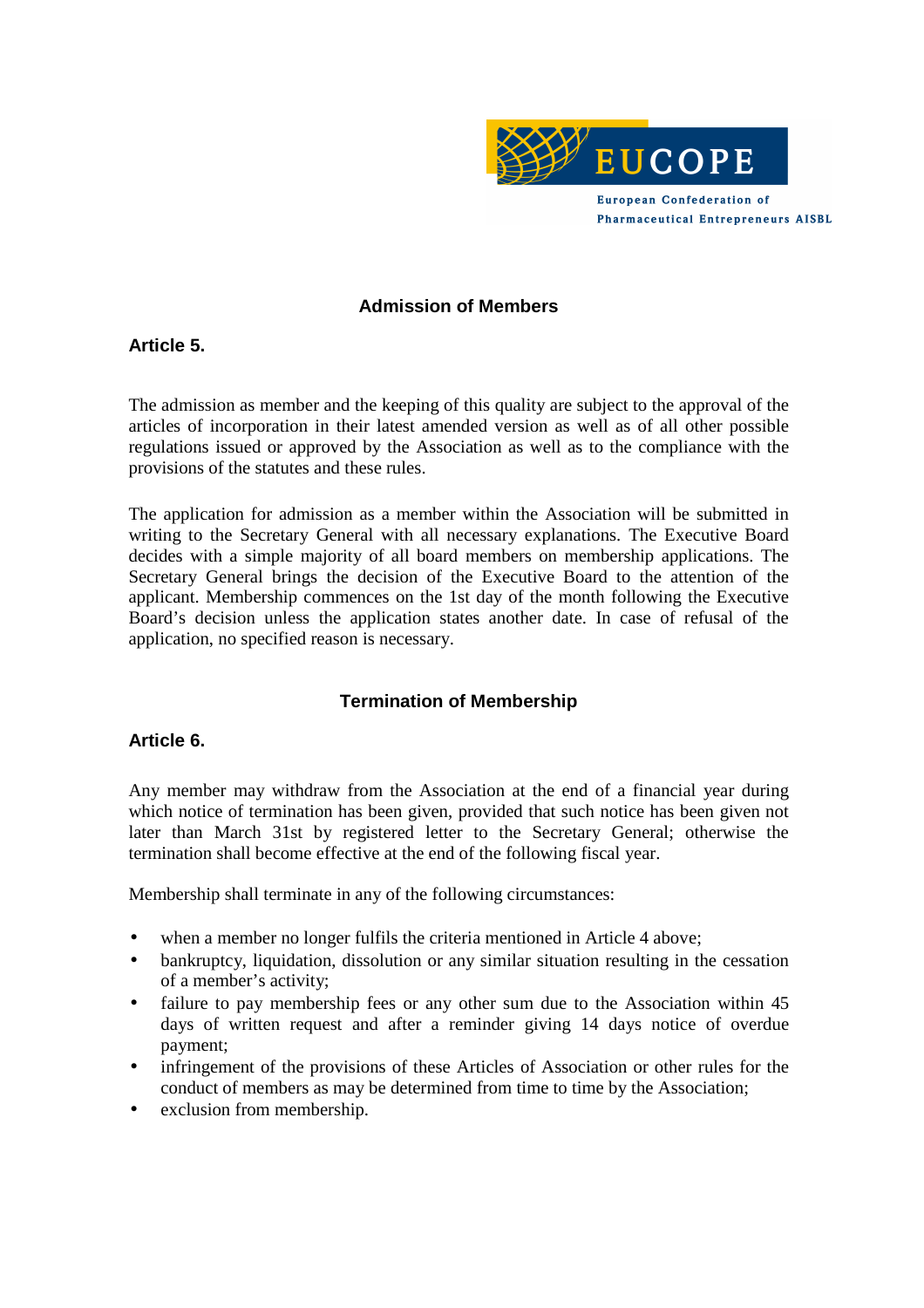## Admission of Members

### Article 5.

The admission as member and the keeping of this quality are subject to the approval of the articles of incorporation in their latest amended version as well as of all other possible regulations issued or approved by the Association as well as to the compliance with the provisions of the statutes and these rules.

The application for admission as a member within the Association will be submitted in writing to the Secretary General with all necessary explanations. The Executive Board decides with a simple majority of all board members on membership applications. The Secretary General brings the decision of the Executive Board to the attention of the applicant. Membership commences on the 1st day of the month following the Executive Board's decision unless the application states another date. In case of refusal of the application, no specified reason is necessary.

## Termination of Membership

### Article 6.

Any member may withdraw from the Association at the end of a financial year during which notice of termination has been given, provided that such notice has been given not later than March 31st by registered letter to the Secretary General; otherwise the termination shall become effective at the end of the following fiscal year.

Membership shall terminate in any of the following circumstances:

- when a member no longer fulfils the criteria mentioned in Article 4 above;
- bankruptcy, liquidation, dissolution or any similar situation resulting in the cessation of a member's activity;
- failure to pay membership fees or any other sum due to the Association within 45 days of written request and after a reminder giving 14 days notice of overdue payment;
- infringement of the provisions of these Articles of Association or other rules for the conduct of members as may be determined from time to time by the Association;
- exclusion from membership.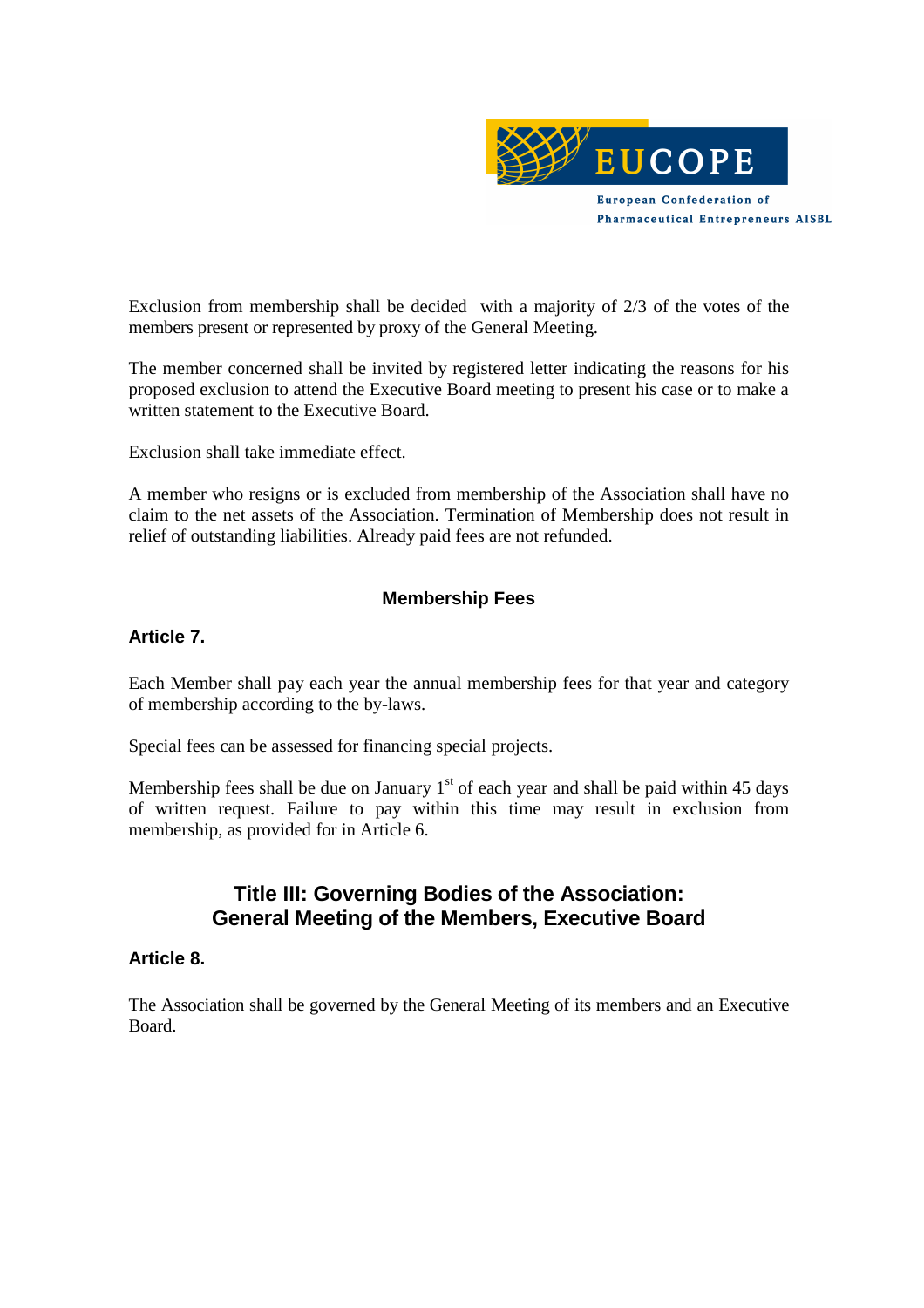Exclusion from membership shall be decided with a majority of 2/3 of the votes of the members present or represented by proxy of the General Meeting.

The member concerned shall be invited by registered letter indicating the reasons for his proposed exclusion to attend the Executive Board meeting to present his case or to make a written statement to the Executive Board.

Exclusion shall take immediate effect.

A member who resigns or is excluded from membership of the Association shall have no claim to the net assets of the Association. Termination of Membership does not result in relief of outstanding liabilities. Already paid fees are not refunded.

### Membership Fees

**Article 7.**

Each Member shall pay each year the annual membership fees for that year and category of membership according to the by-laws.

Special fees can be assessed for financing special projects.

Membership fees shall be due on January 1st of each year and shall be paid within 45 days of written request. Failure to pay within this time may result in exclusion from membership, as provided for in Article 6.

## Title III: Governing Bodies of the Association: General Meeting of the Members, Executive Board

**Article 8.**

The Association shall be governed by the General Meeting of its members and an Executive Board.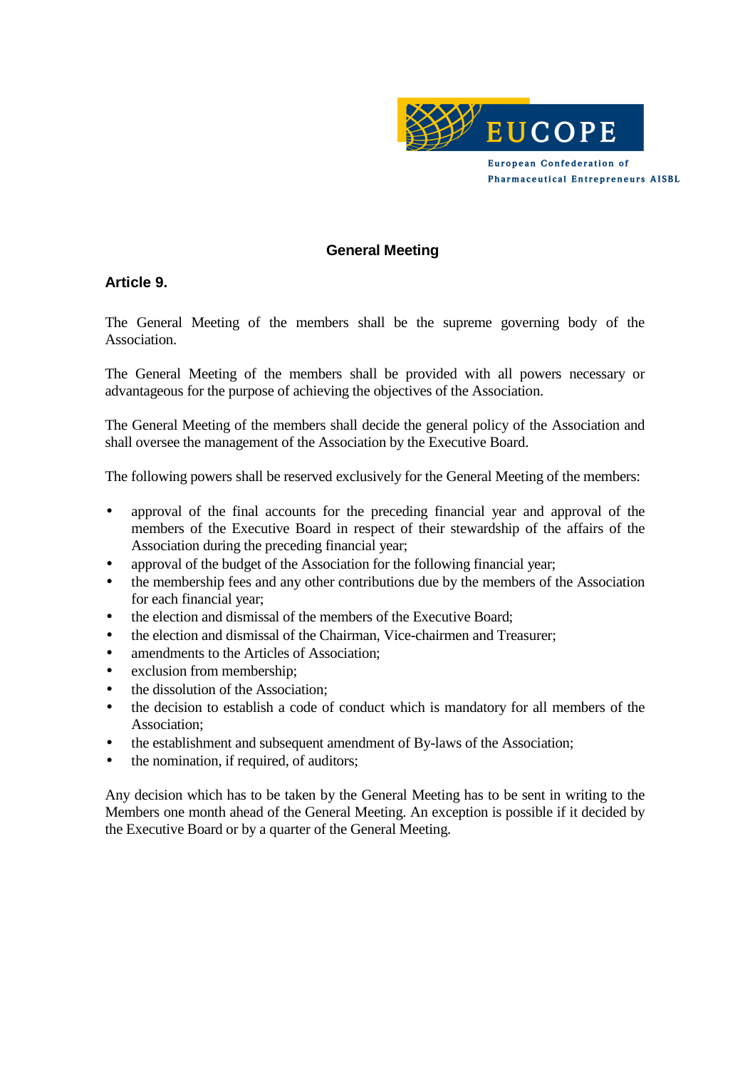## General Meeting

### Article 9.

The General Meeting of the members shall be the supreme governing body of the Association.

The General Meeting of the members shall be provided with all powers necessary or advantageous for the purpose of achieving the objectives of the Association.

The General Meeting of the members shall decide the general policy of the Association and shall oversee the management of the Association by the Executive Board.

The following powers shall be reserved exclusively for the General Meeting of the members:

- approval of the final accounts for the preceding financial year and approval of the members of the Executive Board in respect of their stewardship of the affairs of the Association during the preceding financial year;
- approval of the budget of the Association for the following financial year;
- the membership fees and any other contributions due by the members of the Association for each financial year;
- the election and dismissal of the members of the Executive Board;
- the election and dismissal of the Chairman, Vice-chairmen and Treasurer;
- amendments to the Articles of Association;
- exclusion from membership;
- the dissolution of the Association;
- the decision to establish a code of conduct which is mandatory for all members of the Association;
- the establishment and subsequent amendment of By-laws of the Association;
- the nomination, if required, of auditors;

Any decision which has to be taken by the General Meeting has to be sent in writing to the Members one month ahead of the General Meeting. An exception is possible if it decided by the Executive Board or by a quarter of the General Meeting.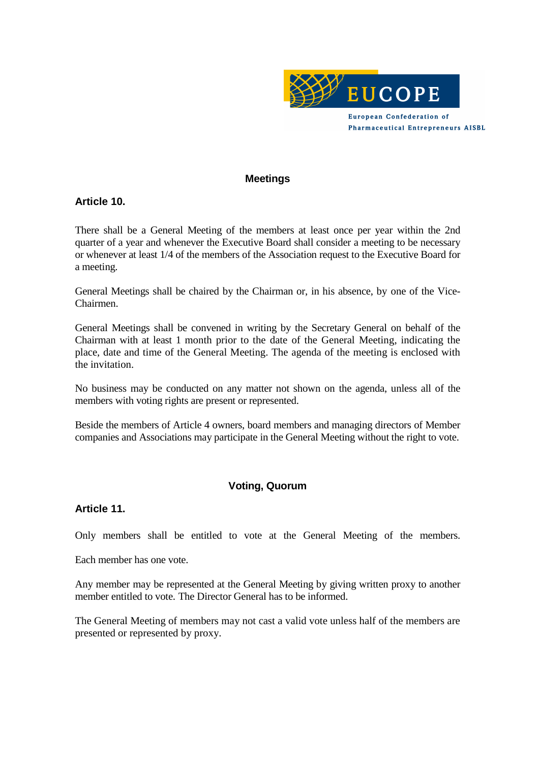## Meetings

### Article 10.

There shall be a General Meeting of the members at least once per year within the 2nd quarter of a year and whenever the Executive Board shall consider a meeting to be necessary or whenever at least 1/4 of the members of the Association request to the Executive Board for a meeting.

General Meetings shall be chaired by the Chairman or, in his absence, by one of the Vice-Chairmen.

General Meetings shall be convened in writing by the Secretary General on behalf of the Chairman with at least 1 month prior to the date of the General Meeting, indicating the place, date and time of the General Meeting. The agenda of the meeting is enclosed with the invitation.

No business may be conducted on any matter not shown on the agenda, unless all of the members with voting rights are present or represented.

Beside the members of Article 4 owners, board members and managing directors of Member companies and Associations may participate in the General Meeting without the right to vote.

## Voting, Quorum

### Article 11.

Only members shall be entitled to vote at the General Meeting of the members.

Each member has one vote.

Any member may be represented at the General Meeting by giving written proxy to another member entitled to vote. The Director General has to be informed.

The General Meeting of members may not cast a valid vote unless half of the members are presented or represented by proxy.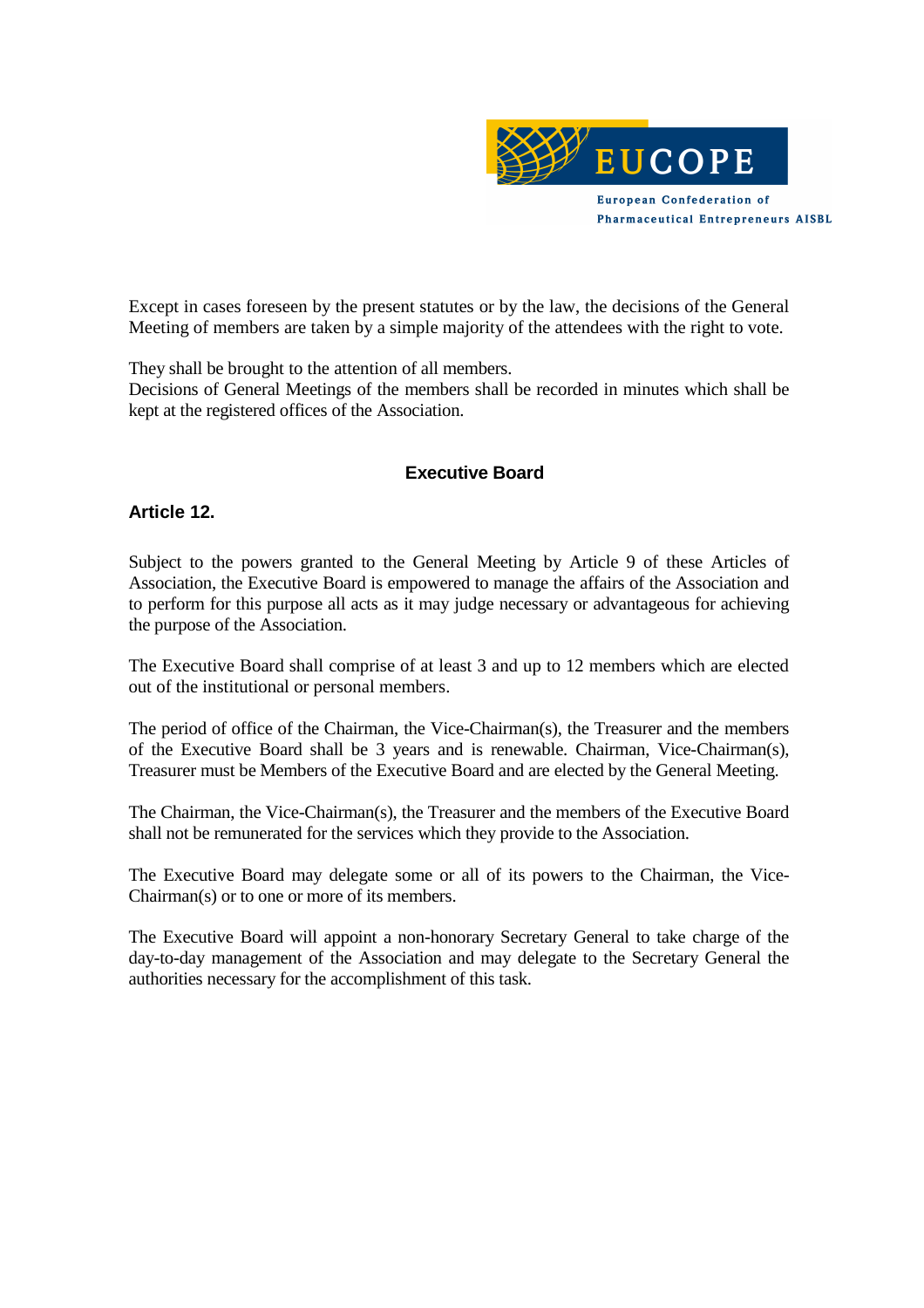Except in cases foreseen by the present statutes or by the law, the decisions of the General Meeting of members are taken by a simple majority of the attendees with the right to vote.

They shall be brought to the attention of all members.
Decisions of General Meetings of the members shall be recorded in minutes which shall be kept at the registered offices of the Association.

## Executive Board

### Article 12.

Subject to the powers granted to the General Meeting by Article 9 of these Articles of Association, the Executive Board is empowered to manage the affairs of the Association and to perform for this purpose all acts as it may judge necessary or advantageous for achieving the purpose of the Association.

The Executive Board shall comprise of at least 3 and up to 12 members which are elected out of the institutional or personal members.

The period of office of the Chairman, the Vice-Chairman(s), the Treasurer and the members of the Executive Board shall be 3 years and is renewable. Chairman, Vice-Chairman(s), Treasurer must be Members of the Executive Board and are elected by the General Meeting.

The Chairman, the Vice-Chairman(s), the Treasurer and the members of the Executive Board shall not be remunerated for the services which they provide to the Association.

The Executive Board may delegate some or all of its powers to the Chairman, the Vice-Chairman(s) or to one or more of its members.

The Executive Board will appoint a non-honorary Secretary General to take charge of the day-to-day management of the Association and may delegate to the Secretary General the authorities necessary for the accomplishment of this task.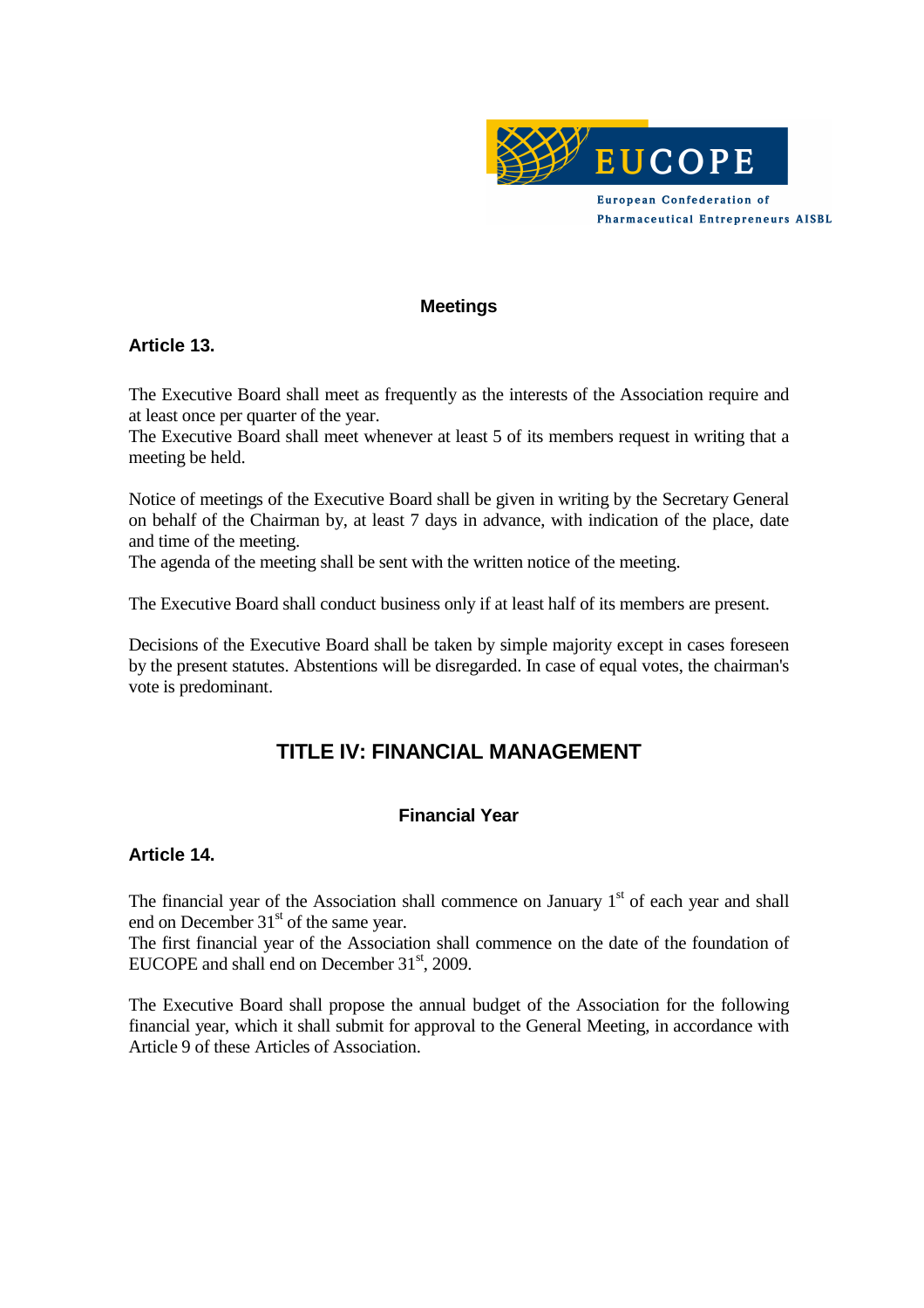### Meetings

**Article 13.**

The Executive Board shall meet as frequently as the interests of the Association require and at least once per quarter of the year.
The Executive Board shall meet whenever at least 5 of its members request in writing that a meeting be held.

Notice of meetings of the Executive Board shall be given in writing by the Secretary General on behalf of the Chairman by, at least 7 days in advance, with indication of the place, date and time of the meeting.
The agenda of the meeting shall be sent with the written notice of the meeting.

The Executive Board shall conduct business only if at least half of its members are present.

Decisions of the Executive Board shall be taken by simple majority except in cases foreseen by the present statutes. Abstentions will be disregarded. In case of equal votes, the chairman's vote is predominant.

## TITLE IV: FINANCIAL MANAGEMENT

### Financial Year

**Article 14.**

The financial year of the Association shall commence on January 1st of each year and shall end on December 31st of the same year.
The first financial year of the Association shall commence on the date of the foundation of EUCOPE and shall end on December 31st, 2009.

The Executive Board shall propose the annual budget of the Association for the following financial year, which it shall submit for approval to the General Meeting, in accordance with Article 9 of these Articles of Association.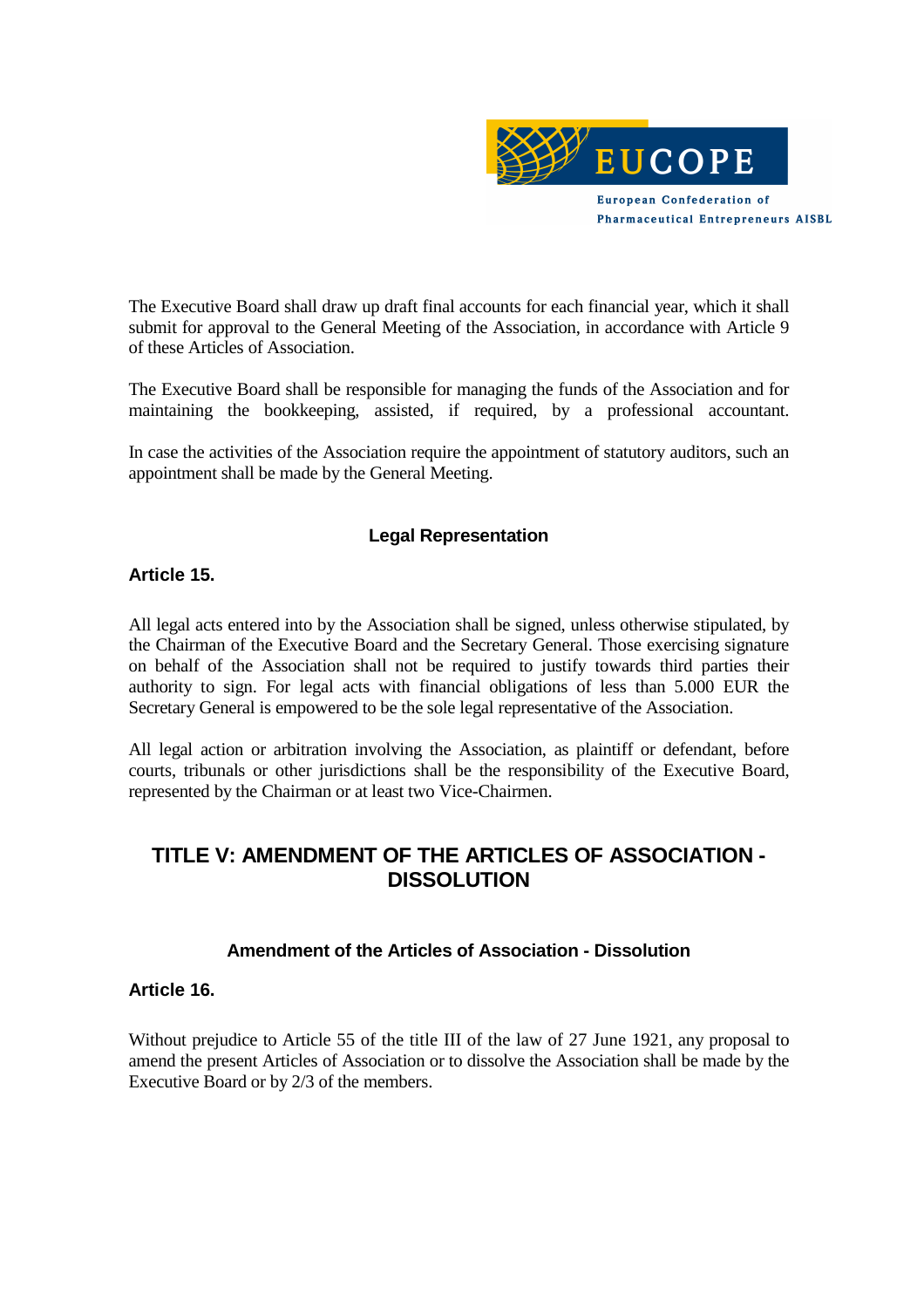The Executive Board shall draw up draft final accounts for each financial year, which it shall submit for approval to the General Meeting of the Association, in accordance with Article 9 of these Articles of Association.

The Executive Board shall be responsible for managing the funds of the Association and for maintaining the bookkeeping, assisted, if required, by a professional accountant.

In case the activities of the Association require the appointment of statutory auditors, such an appointment shall be made by the General Meeting.

### Legal Representation

**Article 15.**

All legal acts entered into by the Association shall be signed, unless otherwise stipulated, by the Chairman of the Executive Board and the Secretary General. Those exercising signature on behalf of the Association shall not be required to justify towards third parties their authority to sign. For legal acts with financial obligations of less than 5.000 EUR the Secretary General is empowered to be the sole legal representative of the Association.

All legal action or arbitration involving the Association, as plaintiff or defendant, before courts, tribunals or other jurisdictions shall be the responsibility of the Executive Board, represented by the Chairman or at least two Vice-Chairmen.

## TITLE V: AMENDMENT OF THE ARTICLES OF ASSOCIATION - DISSOLUTION

### Amendment of the Articles of Association - Dissolution

**Article 16.**

Without prejudice to Article 55 of the title III of the law of 27 June 1921, any proposal to amend the present Articles of Association or to dissolve the Association shall be made by the Executive Board or by 2/3 of the members.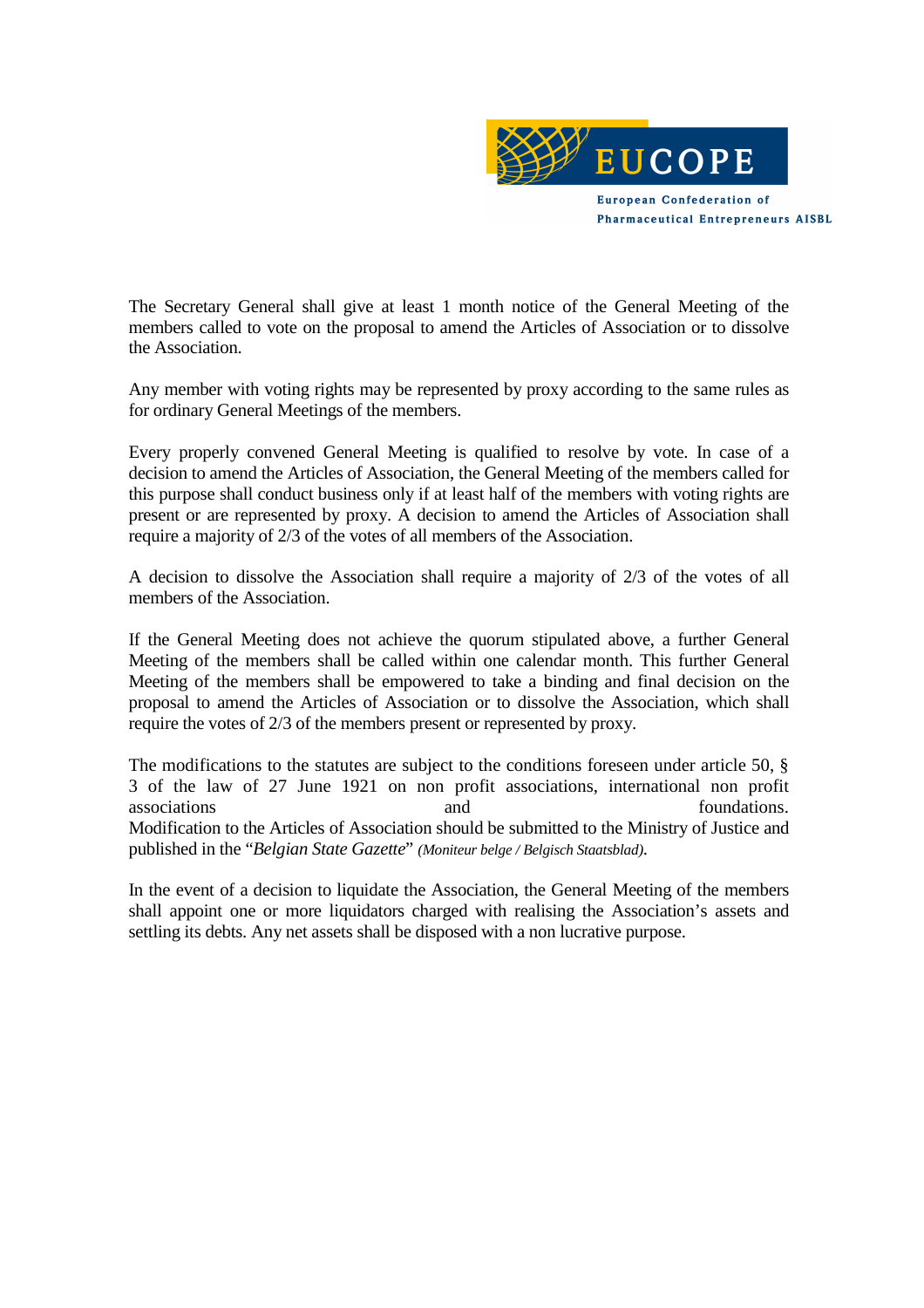The Secretary General shall give at least 1 month notice of the General Meeting of the members called to vote on the proposal to amend the Articles of Association or to dissolve the Association.

Any member with voting rights may be represented by proxy according to the same rules as for ordinary General Meetings of the members.

Every properly convened General Meeting is qualified to resolve by vote. In case of a decision to amend the Articles of Association, the General Meeting of the members called for this purpose shall conduct business only if at least half of the members with voting rights are present or are represented by proxy. A decision to amend the Articles of Association shall require a majority of 2/3 of the votes of all members of the Association.

A decision to dissolve the Association shall require a majority of 2/3 of the votes of all members of the Association.

If the General Meeting does not achieve the quorum stipulated above, a further General Meeting of the members shall be called within one calendar month. This further General Meeting of the members shall be empowered to take a binding and final decision on the proposal to amend the Articles of Association or to dissolve the Association, which shall require the votes of 2/3 of the members present or represented by proxy.

The modifications to the statutes are subject to the conditions foreseen under article 50, § 3 of the law of 27 June 1921 on non profit associations, international non profit associations and foundations. Modification to the Articles of Association should be submitted to the Ministry of Justice and published in the "*Belgian State Gazette*" *(Moniteur belge / Belgisch Staatsblad).*

In the event of a decision to liquidate the Association, the General Meeting of the members shall appoint one or more liquidators charged with realising the Association's assets and settling its debts. Any net assets shall be disposed with a non lucrative purpose.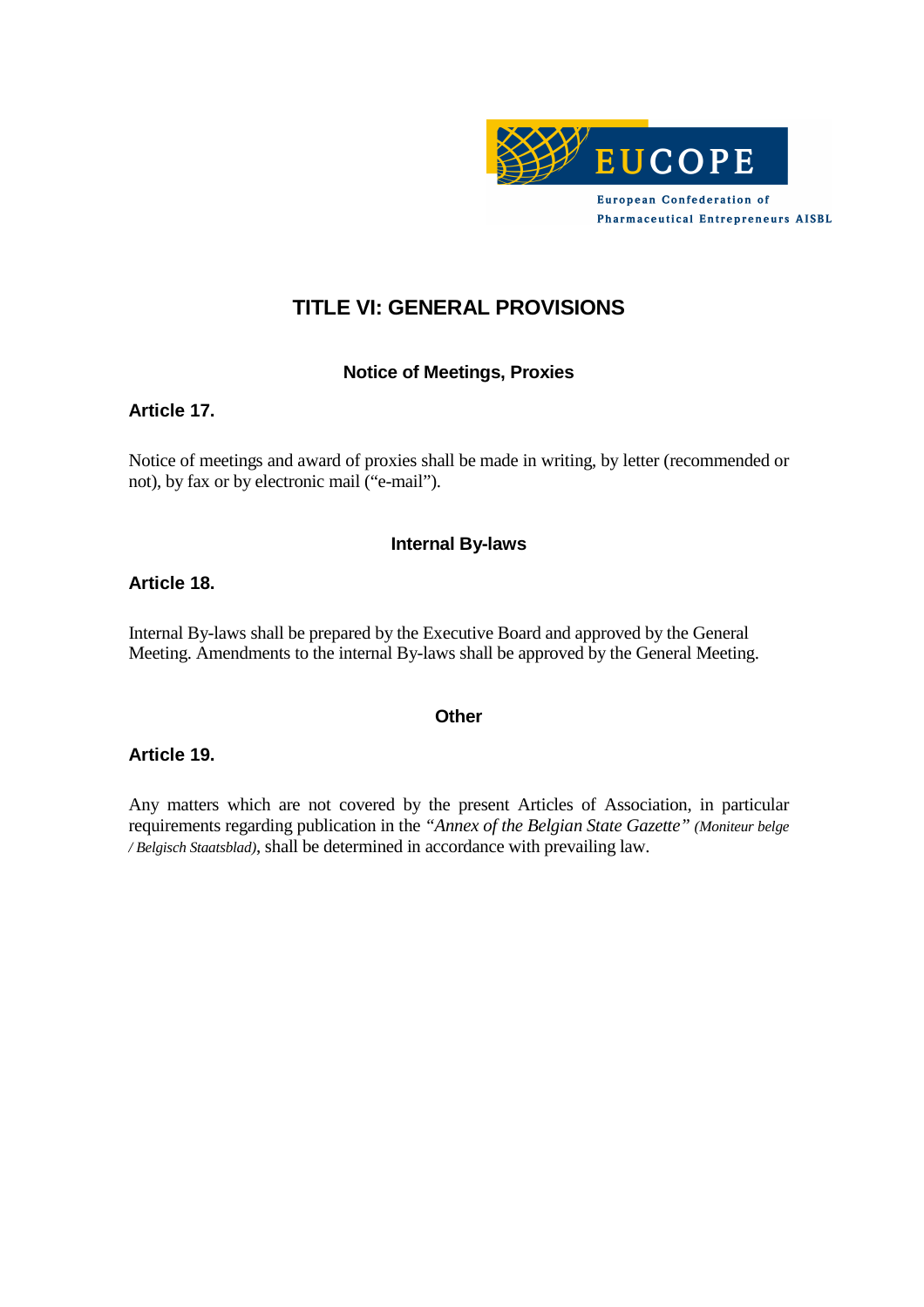# TITLE VI: GENERAL PROVISIONS

### Notice of Meetings, Proxies

**Article 17.**

Notice of meetings and award of proxies shall be made in writing, by letter (recommended or not), by fax or by electronic mail ("e-mail").

### Internal By-laws

**Article 18.**

Internal By-laws shall be prepared by the Executive Board and approved by the General Meeting. Amendments to the internal By-laws shall be approved by the General Meeting.

### Other

**Article 19.**

Any matters which are not covered by the present Articles of Association, in particular requirements regarding publication in the *"Annex of the Belgian State Gazette" (Moniteur belge / Belgisch Staatsblad)*, shall be determined in accordance with prevailing law.